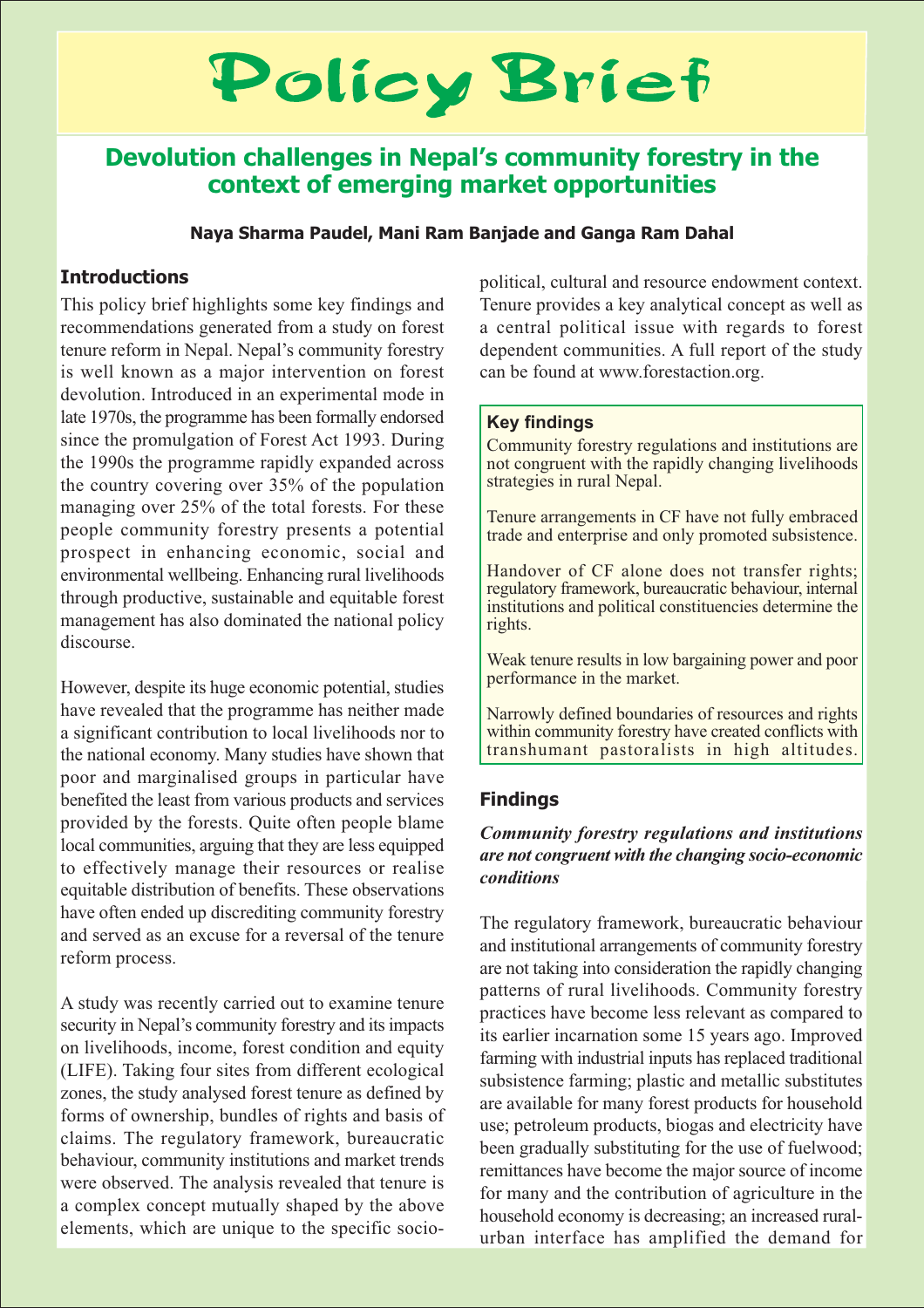# Policy Brief

## Devolution challenges in Nepal's community forestry in the context of emerging market opportunities

**Naya Sharma Paudel, Mani Ram Banjade and Ganga Ram Dahal**

### Introductions

This policy brief highlights some key findings and recommendations generated from a study on forest tenure reform in Nepal. Nepal's community forestry is well known as a major intervention on forest devolution. Introduced in an experimental mode in late 1970s, the programme has been formally endorsed since the promulgation of Forest Act 1993. During the 1990s the programme rapidly expanded across the country covering over 35% of the population managing over 25% of the total forests. For these people community forestry presents a potential prospect in enhancing economic, social and environmental wellbeing. Enhancing rural livelihoods through productive, sustainable and equitable forest management has also dominated the national policy discourse.

However, despite its huge economic potential, studies have revealed that the programme has neither made a significant contribution to local livelihoods nor to the national economy. Many studies have shown that poor and marginalised groups in particular have benefited the least from various products and services provided by the forests. Quite often people blame local communities, arguing that they are less equipped to effectively manage their resources or realise equitable distribution of benefits. These observations have often ended up discrediting community forestry and served as an excuse for a reversal of the tenure reform process.

A study was recently carried out to examine tenure security in Nepal's community forestry and its impacts on livelihoods, income, forest condition and equity (LIFE). Taking four sites from different ecological zones, the study analysed forest tenure as defined by forms of ownership, bundles of rights and basis of claims. The regulatory framework, bureaucratic behaviour, community institutions and market trends were observed. The analysis revealed that tenure is a complex concept mutually shaped by the above elements, which are unique to the specific socio-political, cultural and resource endowment context. Tenure provides a key analytical concept as well as a central political issue with regards to forest dependent communities. A full report of the study can be found at www.forestaction.org.

> **Key findings**
>
> Community forestry regulations and institutions are not congruent with the rapidly changing livelihoods strategies in rural Nepal.
>
> Tenure arrangements in CF have not fully embraced trade and enterprise and only promoted subsistence.
>
> Handover of CF alone does not transfer rights; regulatory framework, bureaucratic behaviour, internal institutions and political constituencies determine the rights.
>
> Weak tenure results in low bargaining power and poor performance in the market.
>
> Narrowly defined boundaries of resources and rights within community forestry have created conflicts with transhumant pastoralists in high altitudes.

### Findings

***Community forestry regulations and institutions are not congruent with the changing socio-economic conditions***

The regulatory framework, bureaucratic behaviour and institutional arrangements of community forestry are not taking into consideration the rapidly changing patterns of rural livelihoods. Community forestry practices have become less relevant as compared to its earlier incarnation some 15 years ago. Improved farming with industrial inputs has replaced traditional subsistence farming; plastic and metallic substitutes are available for many forest products for household use; petroleum products, biogas and electricity have been gradually substituting for the use of fuelwood; remittances have become the major source of income for many and the contribution of agriculture in the household economy is decreasing; an increased rural-urban interface has amplified the demand for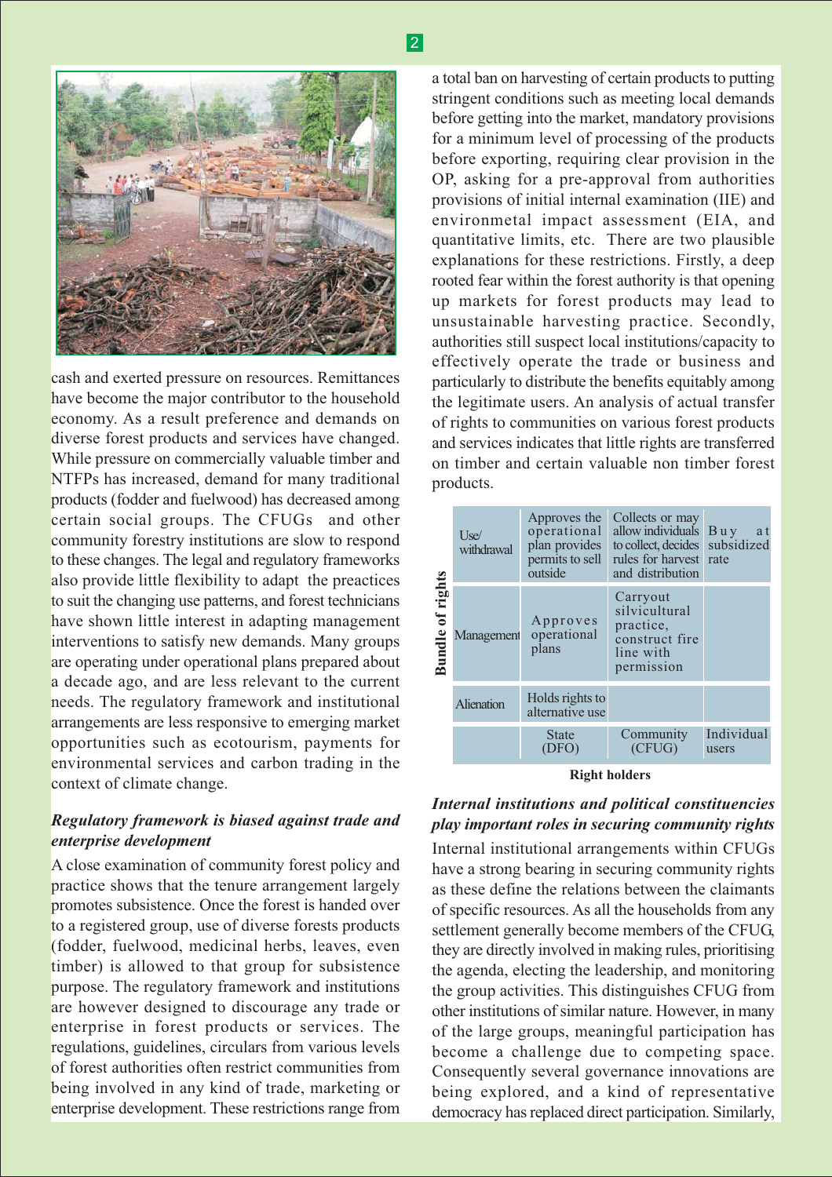cash and exerted pressure on resources. Remittances have become the major contributor to the household economy. As a result preference and demands on diverse forest products and services have changed. While pressure on commercially valuable timber and NTFPs has increased, demand for many traditional products (fodder and fuelwood) has decreased among certain social groups. The CFUGs and other community forestry institutions are slow to respond to these changes. The legal and regulatory frameworks also provide little flexibility to adapt the preactices to suit the changing use patterns, and forest technicians have shown little interest in adapting management interventions to satisfy new demands. Many groups are operating under operational plans prepared about a decade ago, and are less relevant to the current needs. The regulatory framework and institutional arrangements are less responsive to emerging market opportunities such as ecotourism, payments for environmental services and carbon trading in the context of climate change.

### *Regulatory framework is biased against trade and enterprise development*

A close examination of community forest policy and practice shows that the tenure arrangement largely promotes subsistence. Once the forest is handed over to a registered group, use of diverse forests products (fodder, fuelwood, medicinal herbs, leaves, even timber) is allowed to that group for subsistence purpose. The regulatory framework and institutions are however designed to discourage any trade or enterprise in forest products or services. The regulations, guidelines, circulars from various levels of forest authorities often restrict communities from being involved in any kind of trade, marketing or enterprise development. These restrictions range from a total ban on harvesting of certain products to putting stringent conditions such as meeting local demands before getting into the market, mandatory provisions for a minimum level of processing of the products before exporting, requiring clear provision in the OP, asking for a pre-approval from authorities provisions of initial internal examination (IIE) and environmetal impact assessment (EIA, and quantitative limits, etc. There are two plausible explanations for these restrictions. Firstly, a deep rooted fear within the forest authority is that opening up markets for forest products may lead to unsustainable harvesting practice. Secondly, authorities still suspect local institutions/capacity to effectively operate the trade or business and particularly to distribute the benefits equitably among the legitimate users. An analysis of actual transfer of rights to communities on various forest products and services indicates that little rights are transferred on timber and certain valuable non timber forest products.

| Bundle of rights | State (DFO) | Community (CFUG) | Individual users |
|---|---|---|---|
| Use/ withdrawal | Approves the operational plan provides permits to sell outside | Collects or may allow individuals to collect, decides rules for harvest and distribution | Buy at subsidized rate |
| Management | Approves operational plans | Carryout silvicultural practice, construct fire line with permission | |
| Alienation | Holds rights to alternative use | | |

**Right holders**

### *Internal institutions and political constituencies play important roles in securing community rights*

Internal institutional arrangements within CFUGs have a strong bearing in securing community rights as these define the relations between the claimants of specific resources. As all the households from any settlement generally become members of the CFUG, they are directly involved in making rules, prioritising the agenda, electing the leadership, and monitoring the group activities. This distinguishes CFUG from other institutions of similar nature. However, in many of the large groups, meaningful participation has become a challenge due to competing space. Consequently several governance innovations are being explored, and a kind of representative democracy has replaced direct participation. Similarly,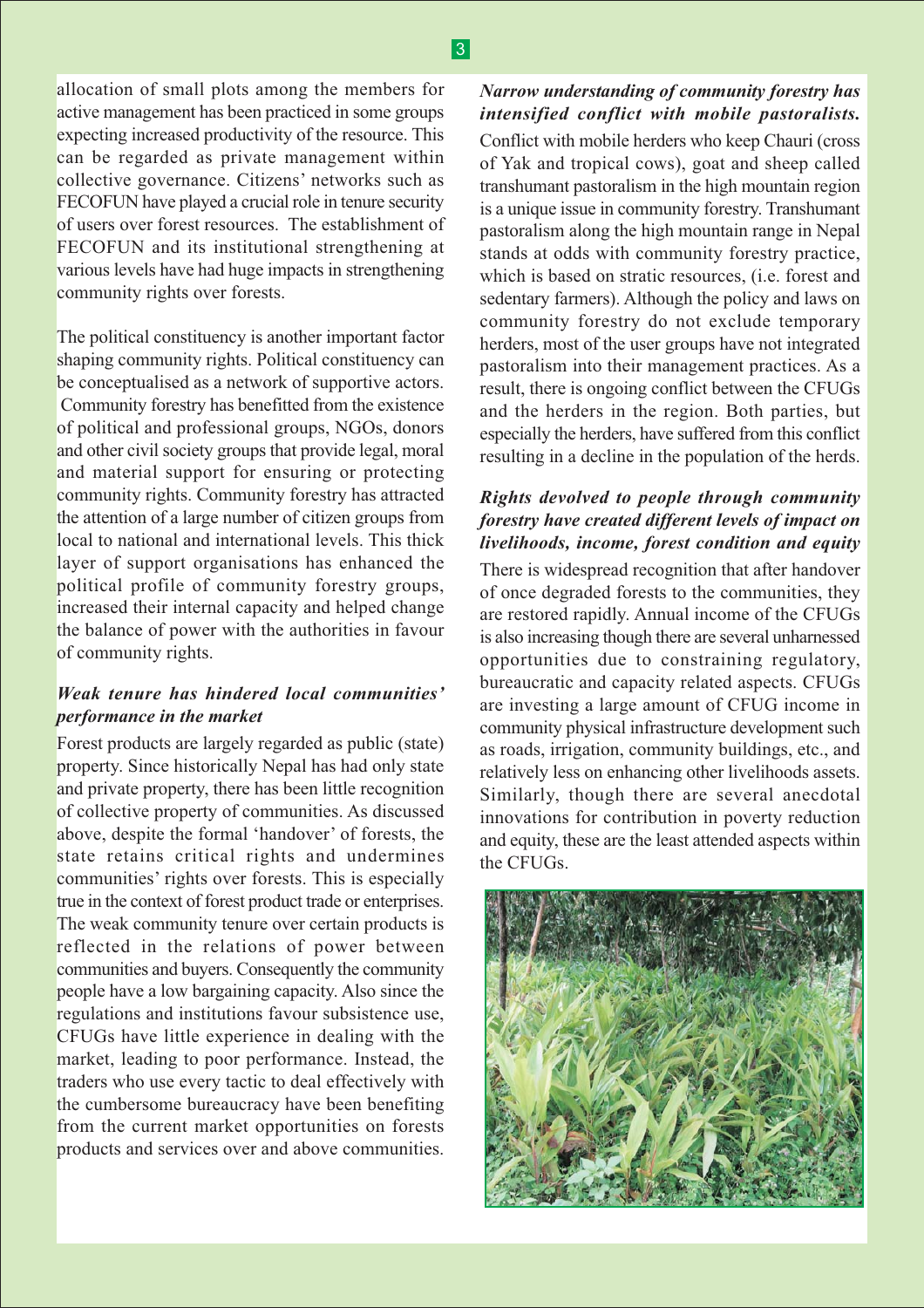allocation of small plots among the members for active management has been practiced in some groups expecting increased productivity of the resource. This can be regarded as private management within collective governance. Citizens' networks such as FECOFUN have played a crucial role in tenure security of users over forest resources. The establishment of FECOFUN and its institutional strengthening at various levels have had huge impacts in strengthening community rights over forests.

The political constituency is another important factor shaping community rights. Political constituency can be conceptualised as a network of supportive actors. Community forestry has benefitted from the existence of political and professional groups, NGOs, donors and other civil society groups that provide legal, moral and material support for ensuring or protecting community rights. Community forestry has attracted the attention of a large number of citizen groups from local to national and international levels. This thick layer of support organisations has enhanced the political profile of community forestry groups, increased their internal capacity and helped change the balance of power with the authorities in favour of community rights.

***Weak tenure has hindered local communities' performance in the market***

Forest products are largely regarded as public (state) property. Since historically Nepal has had only state and private property, there has been little recognition of collective property of communities. As discussed above, despite the formal 'handover' of forests, the state retains critical rights and undermines communities' rights over forests. This is especially true in the context of forest product trade or enterprises. The weak community tenure over certain products is reflected in the relations of power between communities and buyers. Consequently the community people have a low bargaining capacity. Also since the regulations and institutions favour subsistence use, CFUGs have little experience in dealing with the market, leading to poor performance. Instead, the traders who use every tactic to deal effectively with the cumbersome bureaucracy have been benefiting from the current market opportunities on forests products and services over and above communities.

***Narrow understanding of community forestry has intensified conflict with mobile pastoralists.***

Conflict with mobile herders who keep Chauri (cross of Yak and tropical cows), goat and sheep called transhumant pastoralism in the high mountain region is a unique issue in community forestry. Transhumant pastoralism along the high mountain range in Nepal stands at odds with community forestry practice, which is based on stratic resources, (i.e. forest and sedentary farmers). Although the policy and laws on community forestry do not exclude temporary herders, most of the user groups have not integrated pastoralism into their management practices. As a result, there is ongoing conflict between the CFUGs and the herders in the region. Both parties, but especially the herders, have suffered from this conflict resulting in a decline in the population of the herds.

***Rights devolved to people through community forestry have created different levels of impact on livelihoods, income, forest condition and equity***

There is widespread recognition that after handover of once degraded forests to the communities, they are restored rapidly. Annual income of the CFUGs is also increasing though there are several unharnessed opportunities due to constraining regulatory, bureaucratic and capacity related aspects. CFUGs are investing a large amount of CFUG income in community physical infrastructure development such as roads, irrigation, community buildings, etc., and relatively less on enhancing other livelihoods assets. Similarly, though there are several anecdotal innovations for contribution in poverty reduction and equity, these are the least attended aspects within the CFUGs.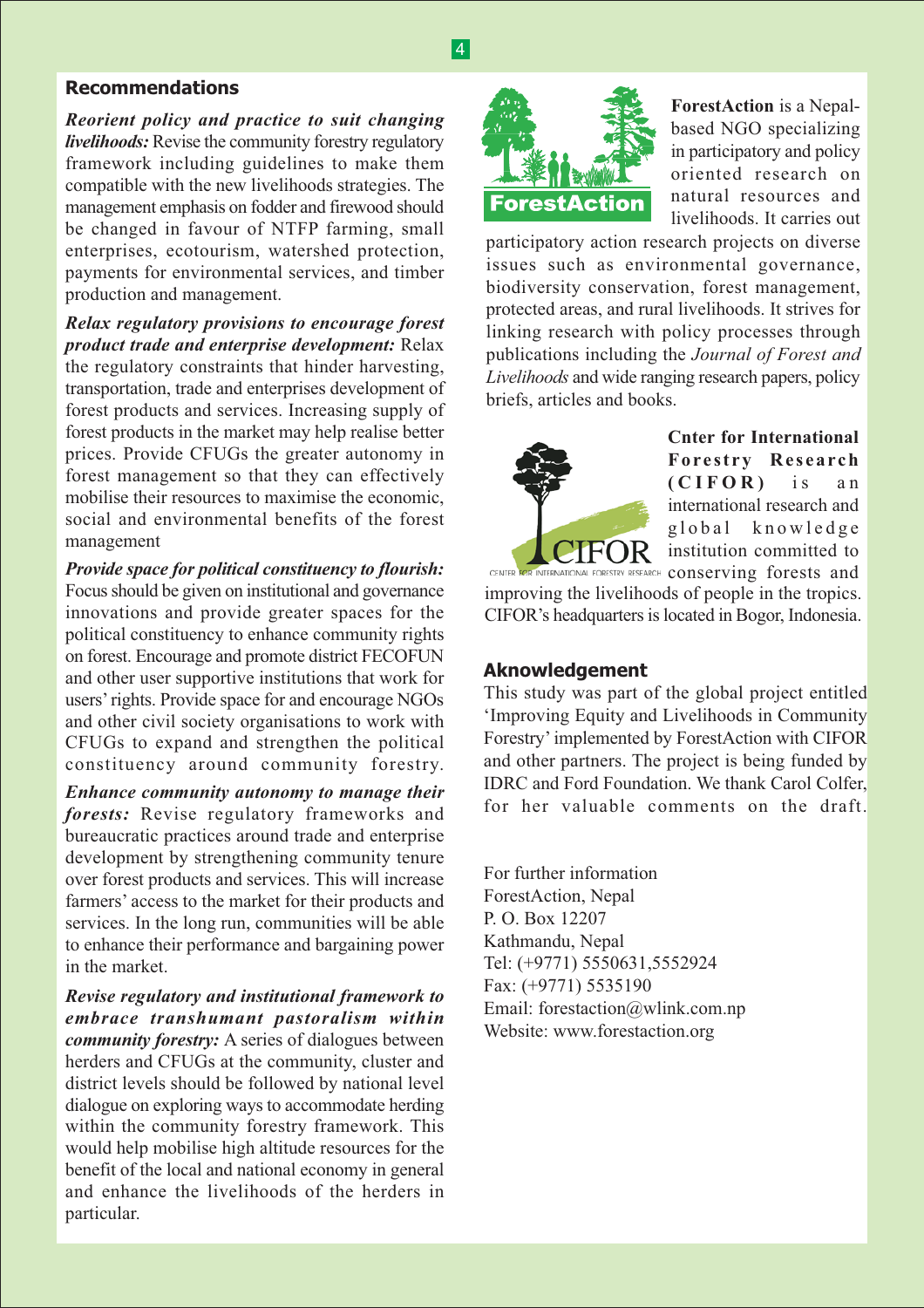## Recommendations

***Reorient policy and practice to suit changing livelihoods:*** Revise the community forestry regulatory framework including guidelines to make them compatible with the new livelihoods strategies. The management emphasis on fodder and firewood should be changed in favour of NTFP farming, small enterprises, ecotourism, watershed protection, payments for environmental services, and timber production and management.

***Relax regulatory provisions to encourage forest product trade and enterprise development:*** Relax the regulatory constraints that hinder harvesting, transportation, trade and enterprises development of forest products and services. Increasing supply of forest products in the market may help realise better prices. Provide CFUGs the greater autonomy in forest management so that they can effectively mobilise their resources to maximise the economic, social and environmental benefits of the forest management

***Provide space for political constituency to flourish:*** Focus should be given on institutional and governance innovations and provide greater spaces for the political constituency to enhance community rights on forest. Encourage and promote district FECOFUN and other user supportive institutions that work for users' rights. Provide space for and encourage NGOs and other civil society organisations to work with CFUGs to expand and strengthen the political constituency around community forestry.

***Enhance community autonomy to manage their forests:*** Revise regulatory frameworks and bureaucratic practices around trade and enterprise development by strengthening community tenure over forest products and services. This will increase farmers' access to the market for their products and services. In the long run, communities will be able to enhance their performance and bargaining power in the market.

***Revise regulatory and institutional framework to embrace transhumant pastoralism within community forestry:*** A series of dialogues between herders and CFUGs at the community, cluster and district levels should be followed by national level dialogue on exploring ways to accommodate herding within the community forestry framework. This would help mobilise high altitude resources for the benefit of the local and national economy in general and enhance the livelihoods of the herders in particular.

ForestAction

**ForestAction** is a Nepal-based NGO specializing in participatory and policy oriented research on natural resources and livelihoods. It carries out participatory action research projects on diverse issues such as environmental governance, biodiversity conservation, forest management, protected areas, and rural livelihoods. It strives for linking research with policy processes through publications including the *Journal of Forest and Livelihoods* and wide ranging research papers, policy briefs, articles and books.

CIFOR
CENTER FOR INTERNATIONAL FORESTRY RESEARCH

**Cnter for International Forestry Research (CIFOR)** is an international research and global knowledge institution committed to conserving forests and improving the livelihoods of people in the tropics. CIFOR's headquarters is located in Bogor, Indonesia.

## Aknowledgement

This study was part of the global project entitled 'Improving Equity and Livelihoods in Community Forestry' implemented by ForestAction with CIFOR and other partners. The project is being funded by IDRC and Ford Foundation. We thank Carol Colfer, for her valuable comments on the draft.

For further information
ForestAction, Nepal
P. O. Box 12207
Kathmandu, Nepal
Tel: (+9771) 5550631,5552924
Fax: (+9771) 5535190
Email: forestaction@wlink.com.np
Website: www.forestaction.org